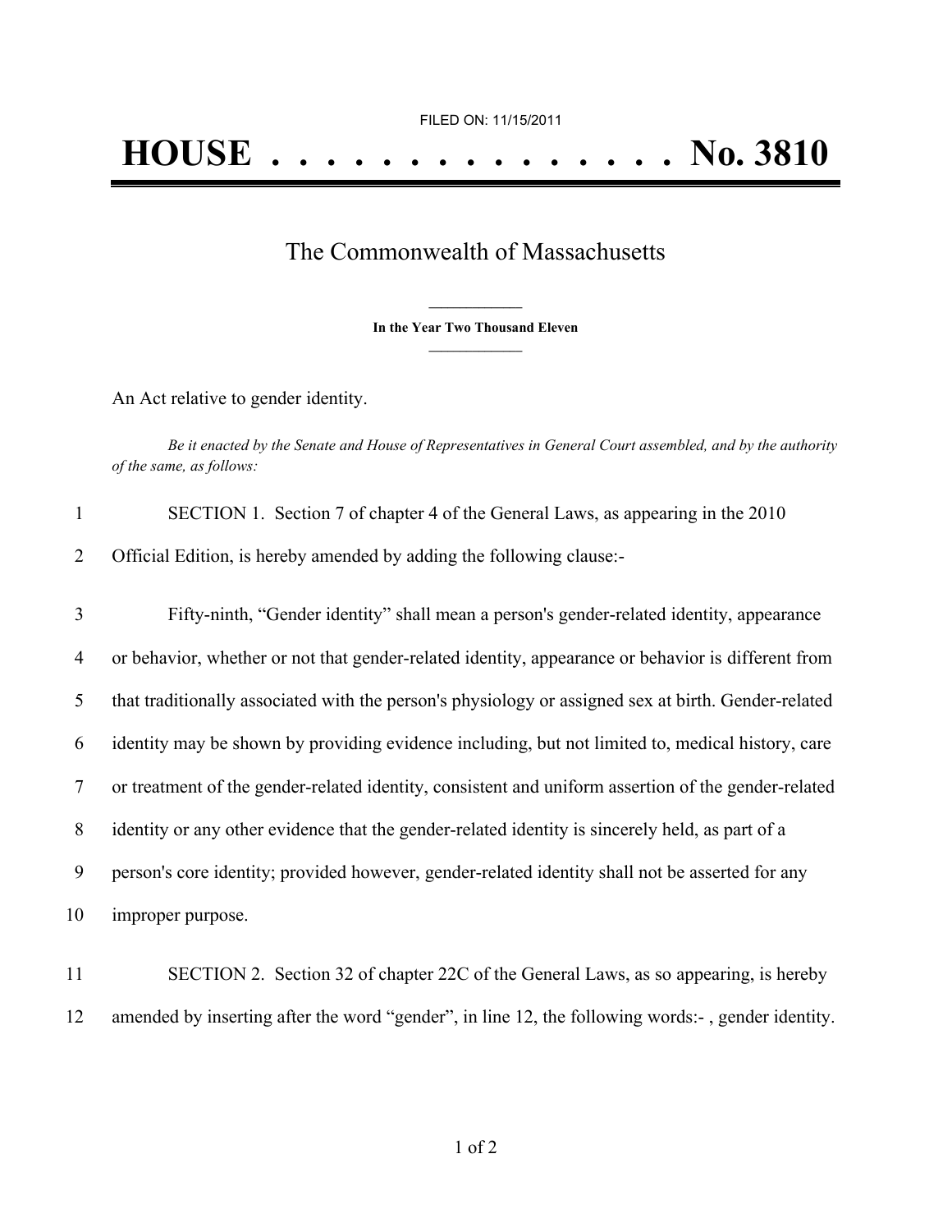FILED ON: 11/15/2011

# HOUSE . . . . . . . . . . . . . . . No. 3810

## The Commonwealth of Massachusetts

**In the Year Two Thousand Eleven**

An Act relative to gender identity.

*Be it enacted by the Senate and House of Representatives in General Court assembled, and by the authority of the same, as follows:*

1 SECTION 1. Section 7 of chapter 4 of the General Laws, as appearing in the 2010
2 Official Edition, is hereby amended by adding the following clause:-

3 Fifty-ninth, "Gender identity" shall mean a person's gender-related identity, appearance
4 or behavior, whether or not that gender-related identity, appearance or behavior is different from
5 that traditionally associated with the person's physiology or assigned sex at birth. Gender-related
6 identity may be shown by providing evidence including, but not limited to, medical history, care
7 or treatment of the gender-related identity, consistent and uniform assertion of the gender-related
8 identity or any other evidence that the gender-related identity is sincerely held, as part of a
9 person's core identity; provided however, gender-related identity shall not be asserted for any
10 improper purpose.

11 SECTION 2. Section 32 of chapter 22C of the General Laws, as so appearing, is hereby
12 amended by inserting after the word "gender", in line 12, the following words:- , gender identity.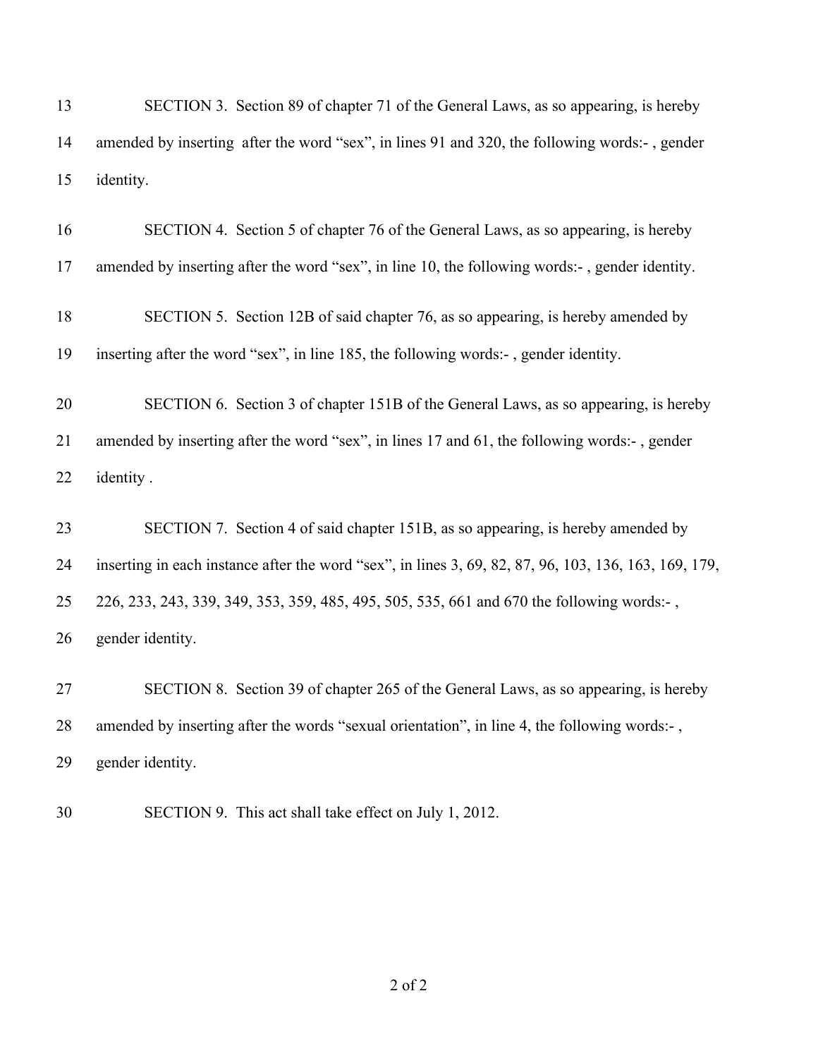SECTION 3. Section 89 of chapter 71 of the General Laws, as so appearing, is hereby amended by inserting after the word "sex", in lines 91 and 320, the following words:- , gender identity.

SECTION 4. Section 5 of chapter 76 of the General Laws, as so appearing, is hereby amended by inserting after the word "sex", in line 10, the following words:- , gender identity.

SECTION 5. Section 12B of said chapter 76, as so appearing, is hereby amended by inserting after the word "sex", in line 185, the following words:- , gender identity.

SECTION 6. Section 3 of chapter 151B of the General Laws, as so appearing, is hereby amended by inserting after the word "sex", in lines 17 and 61, the following words:- , gender identity .

SECTION 7. Section 4 of said chapter 151B, as so appearing, is hereby amended by inserting in each instance after the word "sex", in lines 3, 69, 82, 87, 96, 103, 136, 163, 169, 179, 226, 233, 243, 339, 349, 353, 359, 485, 495, 505, 535, 661 and 670 the following words:- , gender identity.

SECTION 8. Section 39 of chapter 265 of the General Laws, as so appearing, is hereby amended by inserting after the words "sexual orientation", in line 4, the following words:- , gender identity.

SECTION 9. This act shall take effect on July 1, 2012.